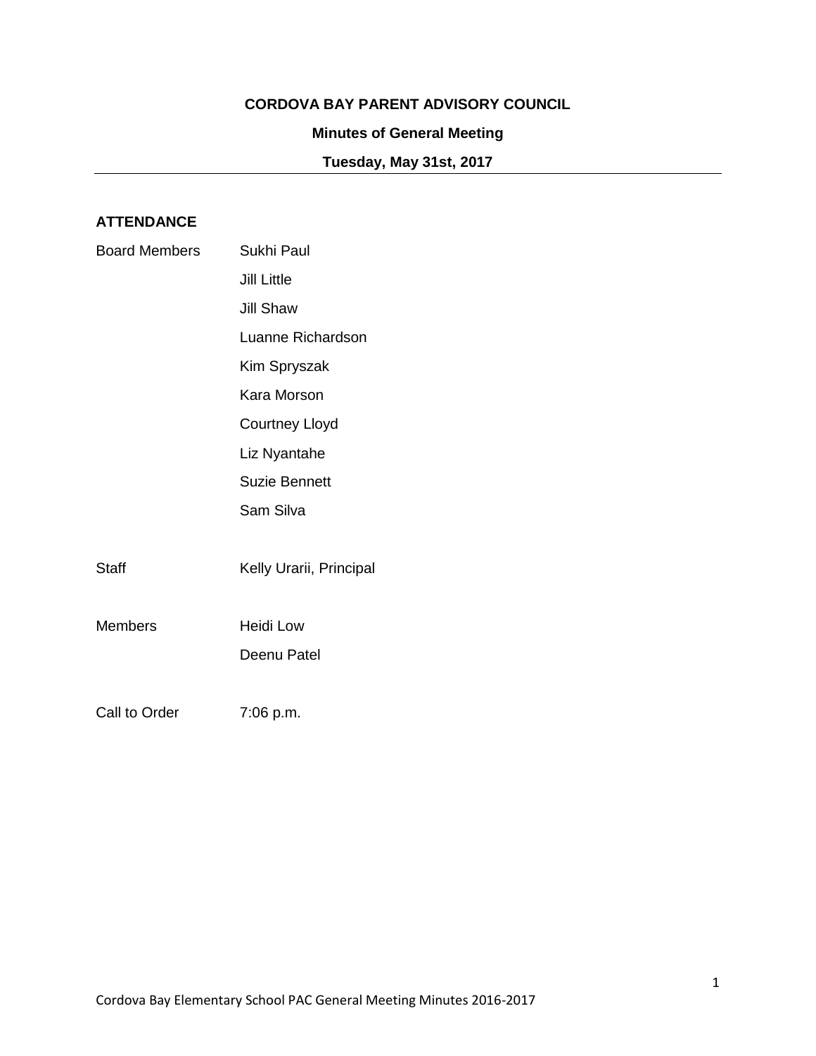**CORDOVA BAY PARENT ADVISORY COUNCIL**

**Minutes of General Meeting**

**Tuesday, May 31st, 2017**

---

## ATTENDANCE

| | |
|---|---|
| Board Members | Sukhi Paul |
| | Jill Little |
| | Jill Shaw |
| | Luanne Richardson |
| | Kim Spryszak |
| | Kara Morson |
| | Courtney Lloyd |
| | Liz Nyantahe |
| | Suzie Bennett |
| | Sam Silva |
| Staff | Kelly Urarii, Principal |
| Members | Heidi Low |
| | Deenu Patel |
| Call to Order | 7:06 p.m. |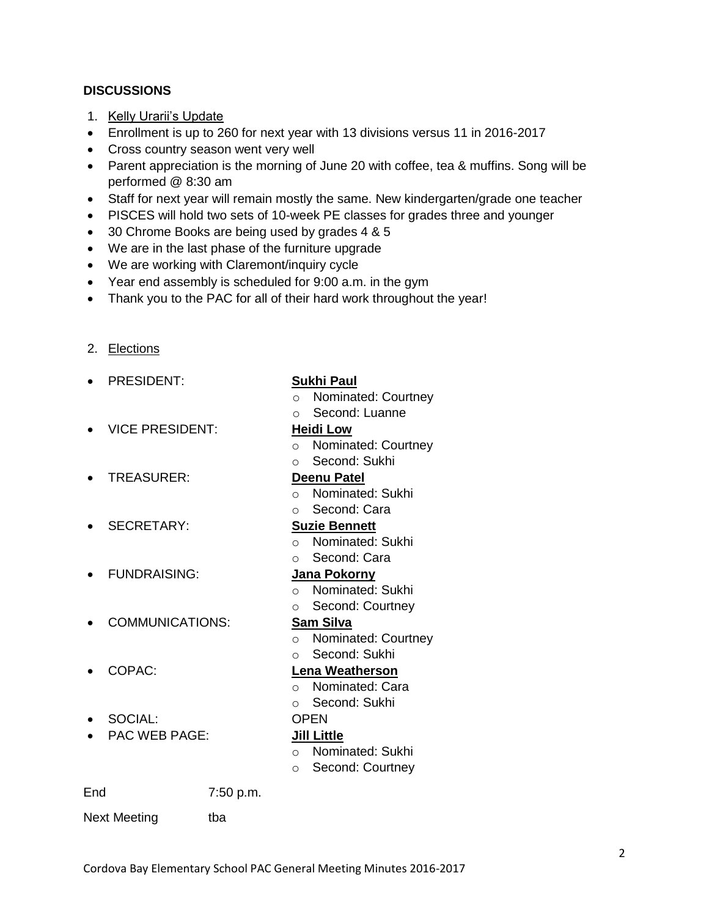**DISCUSSIONS**

1. Kelly Urarii's Update

- Enrollment is up to 260 for next year with 13 divisions versus 11 in 2016-2017
- Cross country season went very well
- Parent appreciation is the morning of June 20 with coffee, tea & muffins. Song will be performed @ 8:30 am
- Staff for next year will remain mostly the same. New kindergarten/grade one teacher
- PISCES will hold two sets of 10-week PE classes for grades three and younger
- 30 Chrome Books are being used by grades 4 & 5
- We are in the last phase of the furniture upgrade
- We are working with Claremont/inquiry cycle
- Year end assembly is scheduled for 9:00 a.m. in the gym
- Thank you to the PAC for all of their hard work throughout the year!

2. Elections

- PRESIDENT: **Sukhi Paul**
  - Nominated: Courtney
  - Second: Luanne
- VICE PRESIDENT: **Heidi Low**
  - Nominated: Courtney
  - Second: Sukhi
- TREASURER: **Deenu Patel**
  - Nominated: Sukhi
  - Second: Cara
- SECRETARY: **Suzie Bennett**
  - Nominated: Sukhi
  - Second: Cara
- FUNDRAISING: **Jana Pokorny**
  - Nominated: Sukhi
  - Second: Courtney
- COMMUNICATIONS: **Sam Silva**
  - Nominated: Courtney
  - Second: Sukhi
- COPAC: **Lena Weatherson**
  - Nominated: Cara
  - Second: Sukhi
- SOCIAL: OPEN
- PAC WEB PAGE: **Jill Little**
  - Nominated: Sukhi
  - Second: Courtney

End 7:50 p.m.

Next Meeting tba